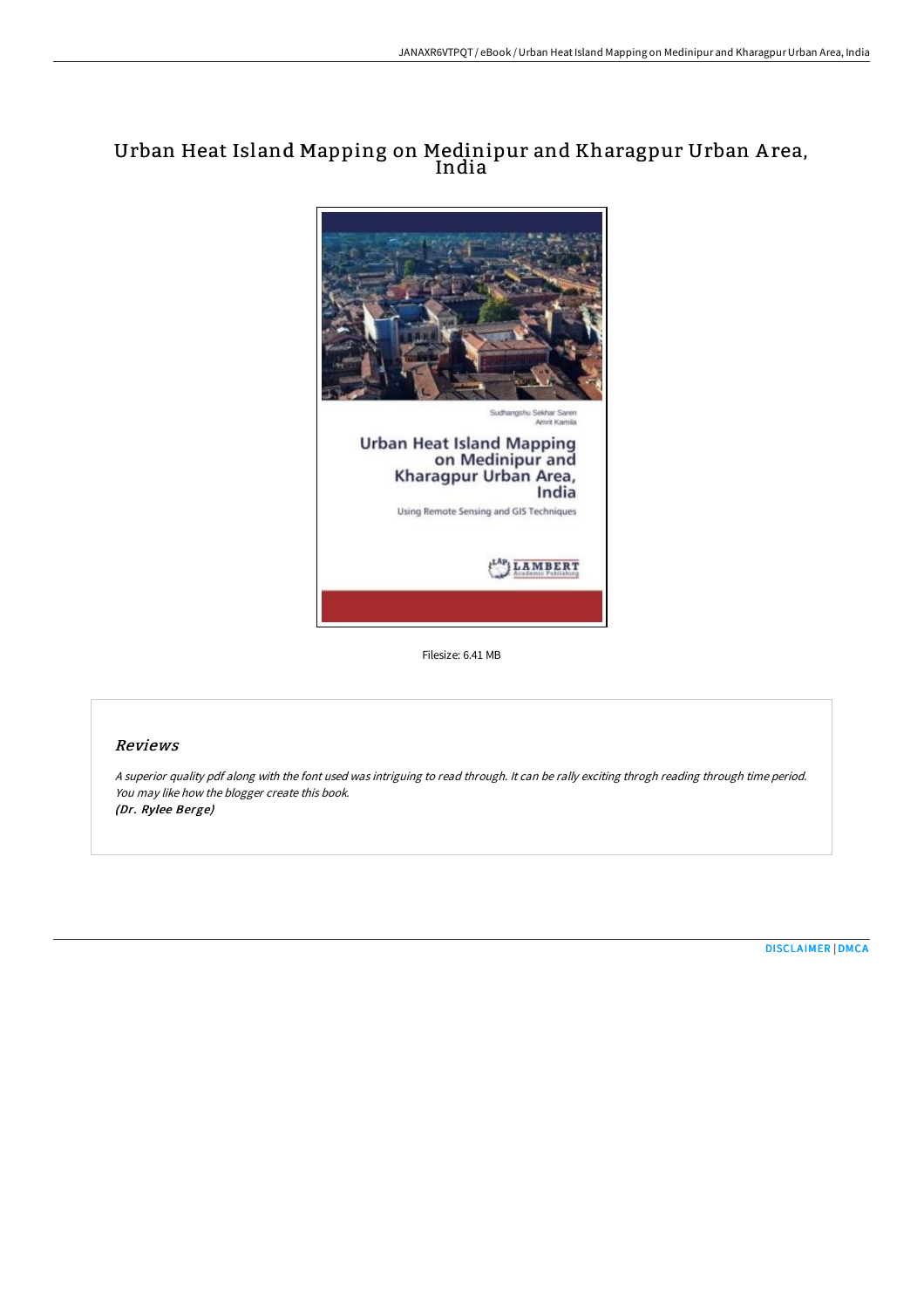# Urban Heat Island Mapping on Medinipur and Kharagpur Urban Area, India

Filesize: 6.41 MB

## Reviews

*A superior quality pdf along with the font used was intriguing to read through. It can be rally exciting throgh reading through time period. You may like how the blogger create this book.*
***(Dr. Rylee Berge)***

DISCLAIMER | DMCA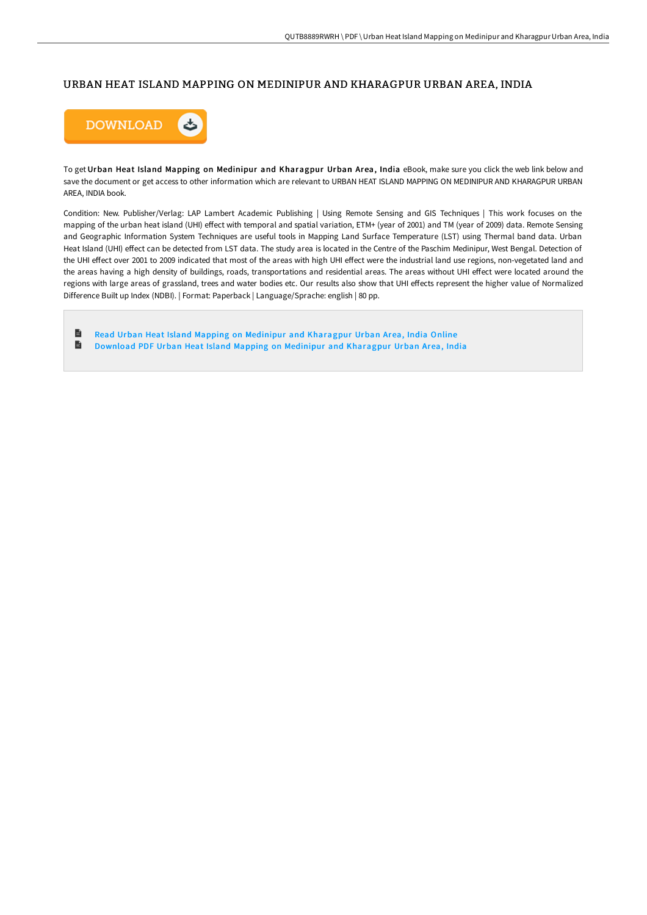# URBAN HEAT ISLAND MAPPING ON MEDINIPUR AND KHARAGPUR URBAN AREA, INDIA

To get **Urban Heat Island Mapping on Medinipur and Kharagpur Urban Area, India** eBook, make sure you click the web link below and save the document or get access to other information which are relevant to URBAN HEAT ISLAND MAPPING ON MEDINIPUR AND KHARAGPUR URBAN AREA, INDIA book.

Condition: New. Publisher/Verlag: LAP Lambert Academic Publishing | Using Remote Sensing and GIS Techniques | This work focuses on the mapping of the urban heat island (UHI) effect with temporal and spatial variation, ETM+ (year of 2001) and TM (year of 2009) data. Remote Sensing and Geographic Information System Techniques are useful tools in Mapping Land Surface Temperature (LST) using Thermal band data. Urban Heat Island (UHI) effect can be detected from LST data. The study area is located in the Centre of the Paschim Medinipur, West Bengal. Detection of the UHI effect over 2001 to 2009 indicated that most of the areas with high UHI effect were the industrial land use regions, non-vegetated land and the areas having a high density of buildings, roads, transportations and residential areas. The areas without UHI effect were located around the regions with large areas of grassland, trees and water bodies etc. Our results also show that UHI effects represent the higher value of Normalized Difference Built up Index (NDBI). | Format: Paperback | Language/Sprache: english | 80 pp.

- Read Urban Heat Island Mapping on Medinipur and Kharagpur Urban Area, India Online
- Download PDF Urban Heat Island Mapping on Medinipur and Kharagpur Urban Area, India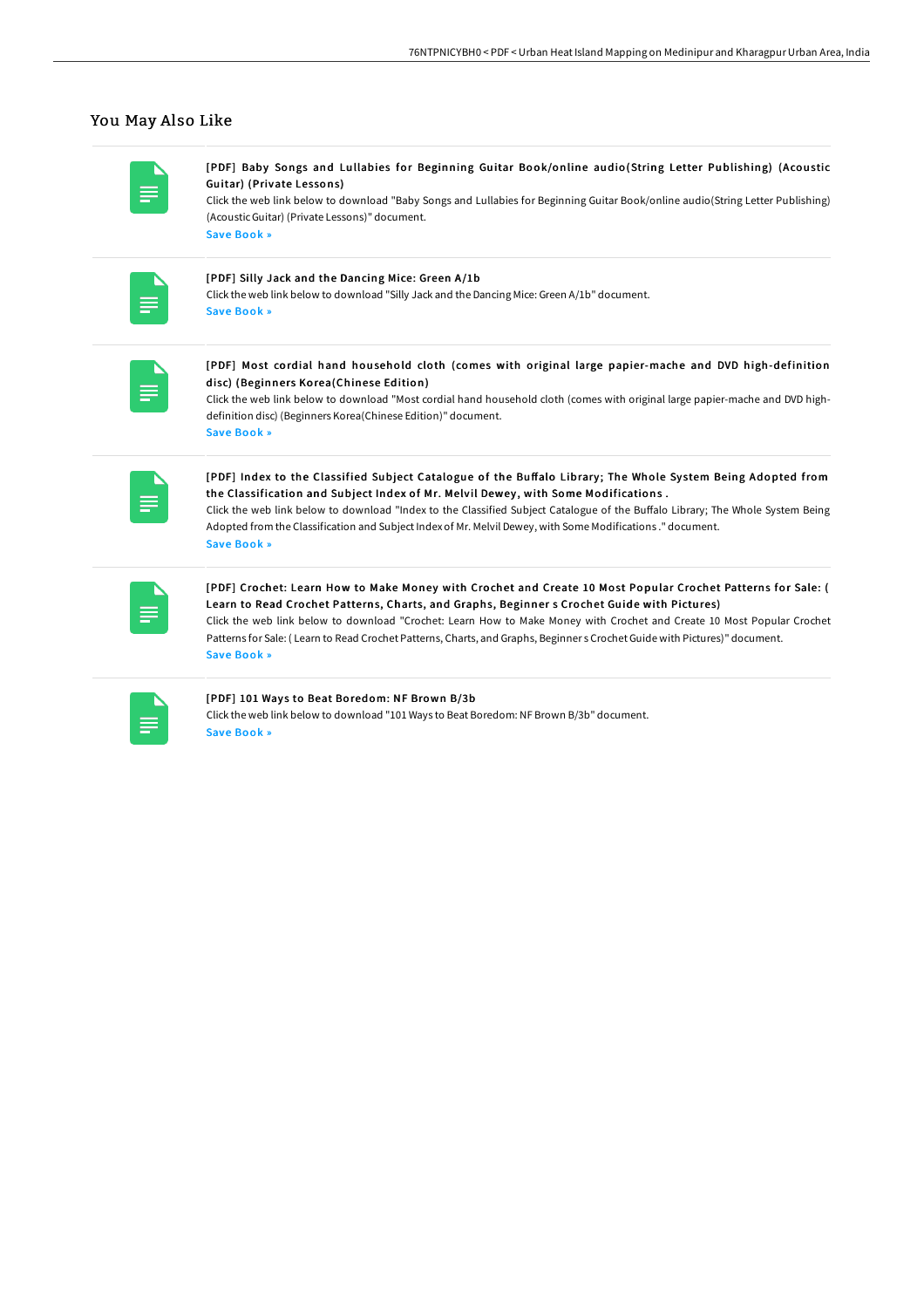## You May Also Like

**[PDF] Baby Songs and Lullabies for Beginning Guitar Book/online audio(String Letter Publishing) (Acoustic Guitar) (Private Lessons)**

Click the web link below to download "Baby Songs and Lullabies for Beginning Guitar Book/online audio(String Letter Publishing) (Acoustic Guitar) (Private Lessons)" document.

Save Book »

**[PDF] Silly Jack and the Dancing Mice: Green A/1b**

Click the web link below to download "Silly Jack and the Dancing Mice: Green A/1b" document.

Save Book »

**[PDF] Most cordial hand household cloth (comes with original large papier-mache and DVD high-definition disc) (Beginners Korea(Chinese Edition)**

Click the web link below to download "Most cordial hand household cloth (comes with original large papier-mache and DVD high-definition disc) (Beginners Korea(Chinese Edition)" document.

Save Book »

**[PDF] Index to the Classified Subject Catalogue of the Buffalo Library; The Whole System Being Adopted from the Classification and Subject Index of Mr. Melvil Dewey, with Some Modifications .**

Click the web link below to download "Index to the Classified Subject Catalogue of the Buffalo Library; The Whole System Being Adopted from the Classification and Subject Index of Mr. Melvil Dewey, with Some Modifications ." document.

Save Book »

**[PDF] Crochet: Learn How to Make Money with Crochet and Create 10 Most Popular Crochet Patterns for Sale: ( Learn to Read Crochet Patterns, Charts, and Graphs, Beginner s Crochet Guide with Pictures)**

Click the web link below to download "Crochet: Learn How to Make Money with Crochet and Create 10 Most Popular Crochet Patterns for Sale: ( Learn to Read Crochet Patterns, Charts, and Graphs, Beginner s Crochet Guide with Pictures)" document.

Save Book »

**[PDF] 101 Ways to Beat Boredom: NF Brown B/3b**

Click the web link below to download "101 Ways to Beat Boredom: NF Brown B/3b" document.

Save Book »